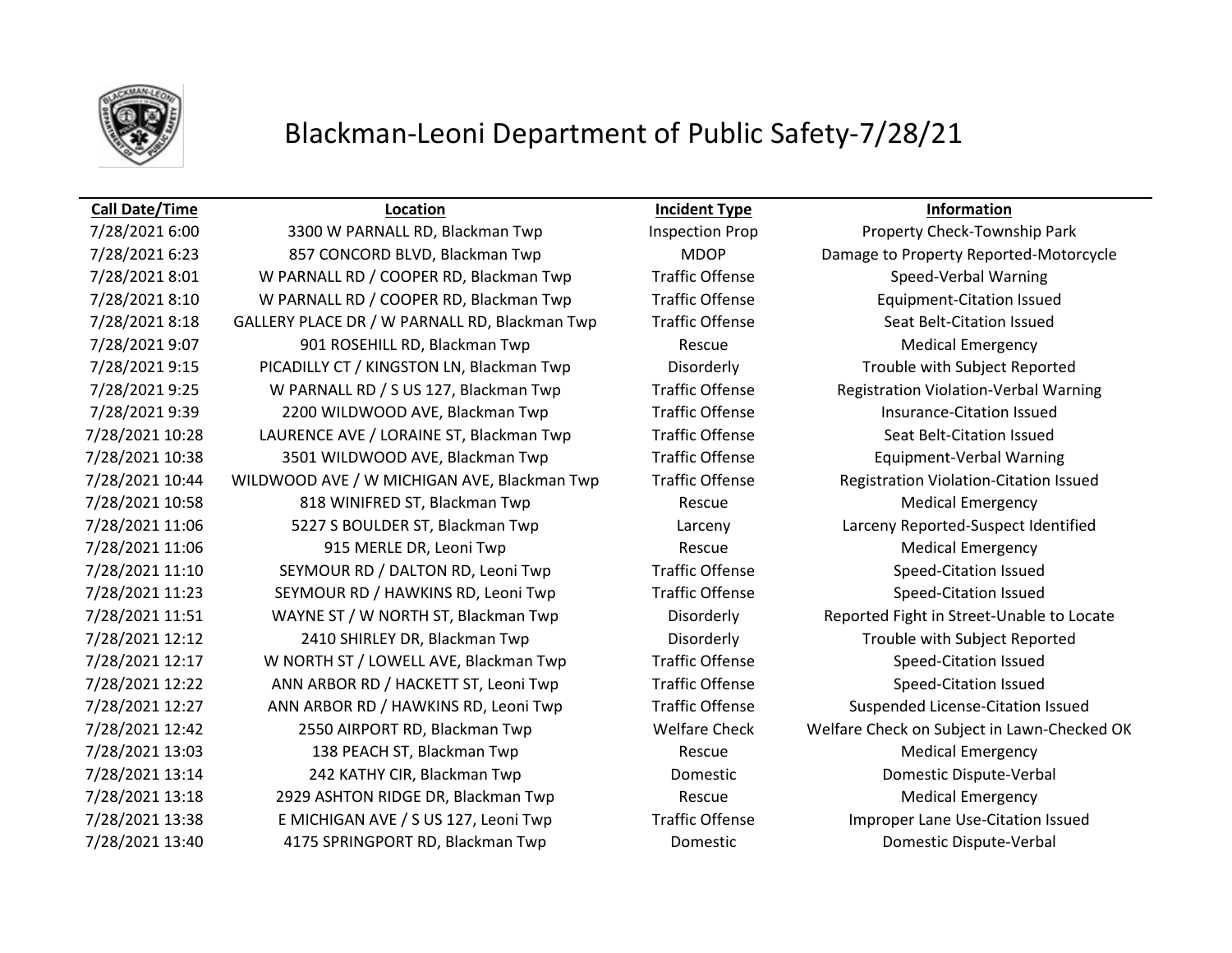# Blackman-Leoni Department of Public Safety-7/28/21

| Call Date/Time | Location | Incident Type | Information |
|---|---|---|---|
| 7/28/2021 6:00 | 3300 W PARNALL RD, Blackman Twp | Inspection Prop | Property Check-Township Park |
| 7/28/2021 6:23 | 857 CONCORD BLVD, Blackman Twp | MDOP | Damage to Property Reported-Motorcycle |
| 7/28/2021 8:01 | W PARNALL RD / COOPER RD, Blackman Twp | Traffic Offense | Speed-Verbal Warning |
| 7/28/2021 8:10 | W PARNALL RD / COOPER RD, Blackman Twp | Traffic Offense | Equipment-Citation Issued |
| 7/28/2021 8:18 | GALLERY PLACE DR / W PARNALL RD, Blackman Twp | Traffic Offense | Seat Belt-Citation Issued |
| 7/28/2021 9:07 | 901 ROSEHILL RD, Blackman Twp | Rescue | Medical Emergency |
| 7/28/2021 9:15 | PICADILLY CT / KINGSTON LN, Blackman Twp | Disorderly | Trouble with Subject Reported |
| 7/28/2021 9:25 | W PARNALL RD / S US 127, Blackman Twp | Traffic Offense | Registration Violation-Verbal Warning |
| 7/28/2021 9:39 | 2200 WILDWOOD AVE, Blackman Twp | Traffic Offense | Insurance-Citation Issued |
| 7/28/2021 10:28 | LAURENCE AVE / LORAINE ST, Blackman Twp | Traffic Offense | Seat Belt-Citation Issued |
| 7/28/2021 10:38 | 3501 WILDWOOD AVE, Blackman Twp | Traffic Offense | Equipment-Verbal Warning |
| 7/28/2021 10:44 | WILDWOOD AVE / W MICHIGAN AVE, Blackman Twp | Traffic Offense | Registration Violation-Citation Issued |
| 7/28/2021 10:58 | 818 WINIFRED ST, Blackman Twp | Rescue | Medical Emergency |
| 7/28/2021 11:06 | 5227 S BOULDER ST, Blackman Twp | Larceny | Larceny Reported-Suspect Identified |
| 7/28/2021 11:06 | 915 MERLE DR, Leoni Twp | Rescue | Medical Emergency |
| 7/28/2021 11:10 | SEYMOUR RD / DALTON RD, Leoni Twp | Traffic Offense | Speed-Citation Issued |
| 7/28/2021 11:23 | SEYMOUR RD / HAWKINS RD, Leoni Twp | Traffic Offense | Speed-Citation Issued |
| 7/28/2021 11:51 | WAYNE ST / W NORTH ST, Blackman Twp | Disorderly | Reported Fight in Street-Unable to Locate |
| 7/28/2021 12:12 | 2410 SHIRLEY DR, Blackman Twp | Disorderly | Trouble with Subject Reported |
| 7/28/2021 12:17 | W NORTH ST / LOWELL AVE, Blackman Twp | Traffic Offense | Speed-Citation Issued |
| 7/28/2021 12:22 | ANN ARBOR RD / HACKETT ST, Leoni Twp | Traffic Offense | Speed-Citation Issued |
| 7/28/2021 12:27 | ANN ARBOR RD / HAWKINS RD, Leoni Twp | Traffic Offense | Suspended License-Citation Issued |
| 7/28/2021 12:42 | 2550 AIRPORT RD, Blackman Twp | Welfare Check | Welfare Check on Subject in Lawn-Checked OK |
| 7/28/2021 13:03 | 138 PEACH ST, Blackman Twp | Rescue | Medical Emergency |
| 7/28/2021 13:14 | 242 KATHY CIR, Blackman Twp | Domestic | Domestic Dispute-Verbal |
| 7/28/2021 13:18 | 2929 ASHTON RIDGE DR, Blackman Twp | Rescue | Medical Emergency |
| 7/28/2021 13:38 | E MICHIGAN AVE / S US 127, Leoni Twp | Traffic Offense | Improper Lane Use-Citation Issued |
| 7/28/2021 13:40 | 4175 SPRINGPORT RD, Blackman Twp | Domestic | Domestic Dispute-Verbal |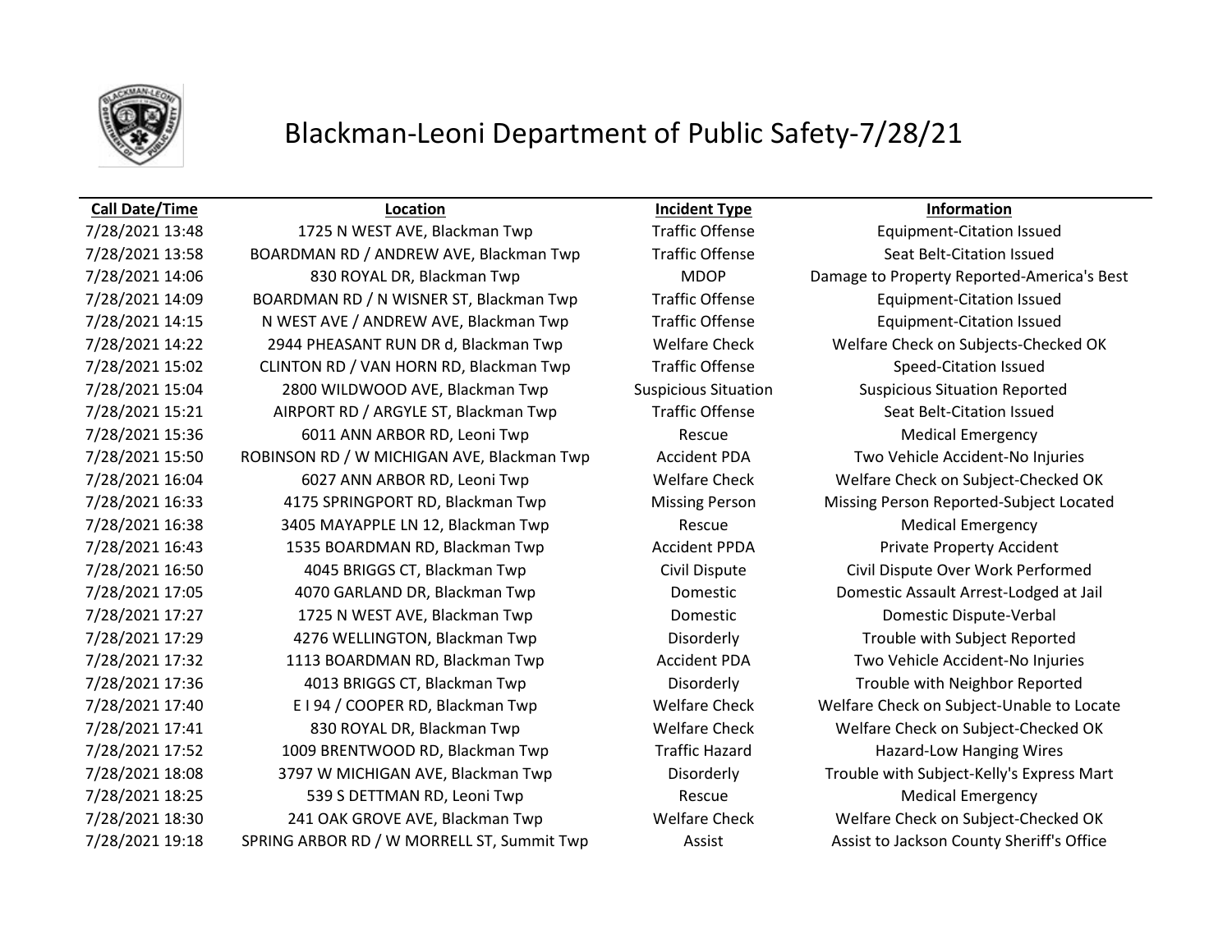# Blackman-Leoni Department of Public Safety-7/28/21

| Call Date/Time | Location | Incident Type | Information |
| --- | --- | --- | --- |
| 7/28/2021 13:48 | 1725 N WEST AVE, Blackman Twp | Traffic Offense | Equipment-Citation Issued |
| 7/28/2021 13:58 | BOARDMAN RD / ANDREW AVE, Blackman Twp | Traffic Offense | Seat Belt-Citation Issued |
| 7/28/2021 14:06 | 830 ROYAL DR, Blackman Twp | MDOP | Damage to Property Reported-America's Best |
| 7/28/2021 14:09 | BOARDMAN RD / N WISNER ST, Blackman Twp | Traffic Offense | Equipment-Citation Issued |
| 7/28/2021 14:15 | N WEST AVE / ANDREW AVE, Blackman Twp | Traffic Offense | Equipment-Citation Issued |
| 7/28/2021 14:22 | 2944 PHEASANT RUN DR d, Blackman Twp | Welfare Check | Welfare Check on Subjects-Checked OK |
| 7/28/2021 15:02 | CLINTON RD / VAN HORN RD, Blackman Twp | Traffic Offense | Speed-Citation Issued |
| 7/28/2021 15:04 | 2800 WILDWOOD AVE, Blackman Twp | Suspicious Situation | Suspicious Situation Reported |
| 7/28/2021 15:21 | AIRPORT RD / ARGYLE ST, Blackman Twp | Traffic Offense | Seat Belt-Citation Issued |
| 7/28/2021 15:36 | 6011 ANN ARBOR RD, Leoni Twp | Rescue | Medical Emergency |
| 7/28/2021 15:50 | ROBINSON RD / W MICHIGAN AVE, Blackman Twp | Accident PDA | Two Vehicle Accident-No Injuries |
| 7/28/2021 16:04 | 6027 ANN ARBOR RD, Leoni Twp | Welfare Check | Welfare Check on Subject-Checked OK |
| 7/28/2021 16:33 | 4175 SPRINGPORT RD, Blackman Twp | Missing Person | Missing Person Reported-Subject Located |
| 7/28/2021 16:38 | 3405 MAYAPPLE LN 12, Blackman Twp | Rescue | Medical Emergency |
| 7/28/2021 16:43 | 1535 BOARDMAN RD, Blackman Twp | Accident PPDA | Private Property Accident |
| 7/28/2021 16:50 | 4045 BRIGGS CT, Blackman Twp | Civil Dispute | Civil Dispute Over Work Performed |
| 7/28/2021 17:05 | 4070 GARLAND DR, Blackman Twp | Domestic | Domestic Assault Arrest-Lodged at Jail |
| 7/28/2021 17:27 | 1725 N WEST AVE, Blackman Twp | Domestic | Domestic Dispute-Verbal |
| 7/28/2021 17:29 | 4276 WELLINGTON, Blackman Twp | Disorderly | Trouble with Subject Reported |
| 7/28/2021 17:32 | 1113 BOARDMAN RD, Blackman Twp | Accident PDA | Two Vehicle Accident-No Injuries |
| 7/28/2021 17:36 | 4013 BRIGGS CT, Blackman Twp | Disorderly | Trouble with Neighbor Reported |
| 7/28/2021 17:40 | E I 94 / COOPER RD, Blackman Twp | Welfare Check | Welfare Check on Subject-Unable to Locate |
| 7/28/2021 17:41 | 830 ROYAL DR, Blackman Twp | Welfare Check | Welfare Check on Subject-Checked OK |
| 7/28/2021 17:52 | 1009 BRENTWOOD RD, Blackman Twp | Traffic Hazard | Hazard-Low Hanging Wires |
| 7/28/2021 18:08 | 3797 W MICHIGAN AVE, Blackman Twp | Disorderly | Trouble with Subject-Kelly's Express Mart |
| 7/28/2021 18:25 | 539 S DETTMAN RD, Leoni Twp | Rescue | Medical Emergency |
| 7/28/2021 18:30 | 241 OAK GROVE AVE, Blackman Twp | Welfare Check | Welfare Check on Subject-Checked OK |
| 7/28/2021 19:18 | SPRING ARBOR RD / W MORRELL ST, Summit Twp | Assist | Assist to Jackson County Sheriff's Office |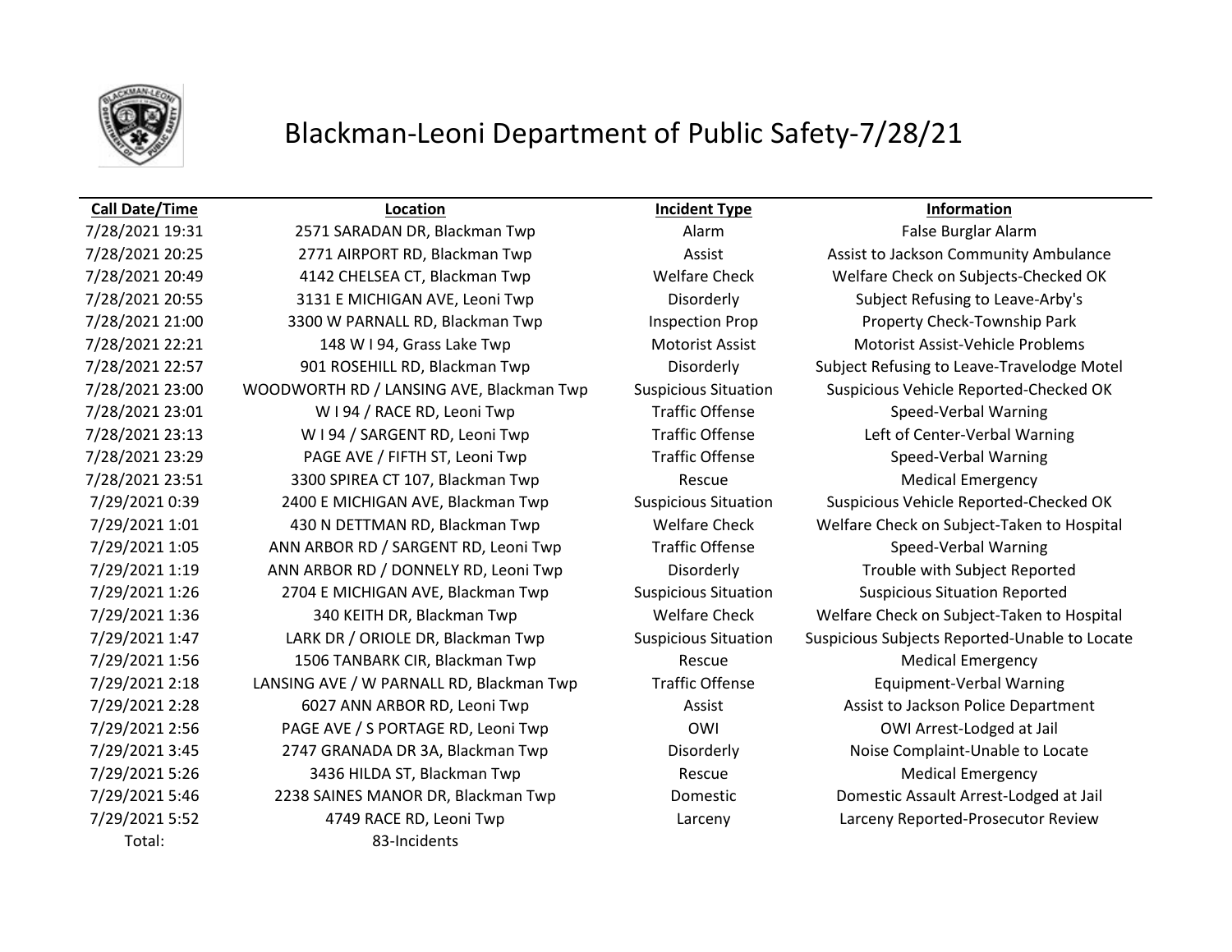# Blackman-Leoni Department of Public Safety-7/28/21

| Call Date/Time | Location | Incident Type | Information |
|---|---|---|---|
| 7/28/2021 19:31 | 2571 SARADAN DR, Blackman Twp | Alarm | False Burglar Alarm |
| 7/28/2021 20:25 | 2771 AIRPORT RD, Blackman Twp | Assist | Assist to Jackson Community Ambulance |
| 7/28/2021 20:49 | 4142 CHELSEA CT, Blackman Twp | Welfare Check | Welfare Check on Subjects-Checked OK |
| 7/28/2021 20:55 | 3131 E MICHIGAN AVE, Leoni Twp | Disorderly | Subject Refusing to Leave-Arby's |
| 7/28/2021 21:00 | 3300 W PARNALL RD, Blackman Twp | Inspection Prop | Property Check-Township Park |
| 7/28/2021 22:21 | 148 W I 94, Grass Lake Twp | Motorist Assist | Motorist Assist-Vehicle Problems |
| 7/28/2021 22:57 | 901 ROSEHILL RD, Blackman Twp | Disorderly | Subject Refusing to Leave-Travelodge Motel |
| 7/28/2021 23:00 | WOODWORTH RD / LANSING AVE, Blackman Twp | Suspicious Situation | Suspicious Vehicle Reported-Checked OK |
| 7/28/2021 23:01 | W I 94 / RACE RD, Leoni Twp | Traffic Offense | Speed-Verbal Warning |
| 7/28/2021 23:13 | W I 94 / SARGENT RD, Leoni Twp | Traffic Offense | Left of Center-Verbal Warning |
| 7/28/2021 23:29 | PAGE AVE / FIFTH ST, Leoni Twp | Traffic Offense | Speed-Verbal Warning |
| 7/28/2021 23:51 | 3300 SPIREA CT 107, Blackman Twp | Rescue | Medical Emergency |
| 7/29/2021 0:39 | 2400 E MICHIGAN AVE, Blackman Twp | Suspicious Situation | Suspicious Vehicle Reported-Checked OK |
| 7/29/2021 1:01 | 430 N DETTMAN RD, Blackman Twp | Welfare Check | Welfare Check on Subject-Taken to Hospital |
| 7/29/2021 1:05 | ANN ARBOR RD / SARGENT RD, Leoni Twp | Traffic Offense | Speed-Verbal Warning |
| 7/29/2021 1:19 | ANN ARBOR RD / DONNELY RD, Leoni Twp | Disorderly | Trouble with Subject Reported |
| 7/29/2021 1:26 | 2704 E MICHIGAN AVE, Blackman Twp | Suspicious Situation | Suspicious Situation Reported |
| 7/29/2021 1:36 | 340 KEITH DR, Blackman Twp | Welfare Check | Welfare Check on Subject-Taken to Hospital |
| 7/29/2021 1:47 | LARK DR / ORIOLE DR, Blackman Twp | Suspicious Situation | Suspicious Subjects Reported-Unable to Locate |
| 7/29/2021 1:56 | 1506 TANBARK CIR, Blackman Twp | Rescue | Medical Emergency |
| 7/29/2021 2:18 | LANSING AVE / W PARNALL RD, Blackman Twp | Traffic Offense | Equipment-Verbal Warning |
| 7/29/2021 2:28 | 6027 ANN ARBOR RD, Leoni Twp | Assist | Assist to Jackson Police Department |
| 7/29/2021 2:56 | PAGE AVE / S PORTAGE RD, Leoni Twp | OWI | OWI Arrest-Lodged at Jail |
| 7/29/2021 3:45 | 2747 GRANADA DR 3A, Blackman Twp | Disorderly | Noise Complaint-Unable to Locate |
| 7/29/2021 5:26 | 3436 HILDA ST, Blackman Twp | Rescue | Medical Emergency |
| 7/29/2021 5:46 | 2238 SAINES MANOR DR, Blackman Twp | Domestic | Domestic Assault Arrest-Lodged at Jail |
| 7/29/2021 5:52 | 4749 RACE RD, Leoni Twp | Larceny | Larceny Reported-Prosecutor Review |
| Total: | 83-Incidents | | |